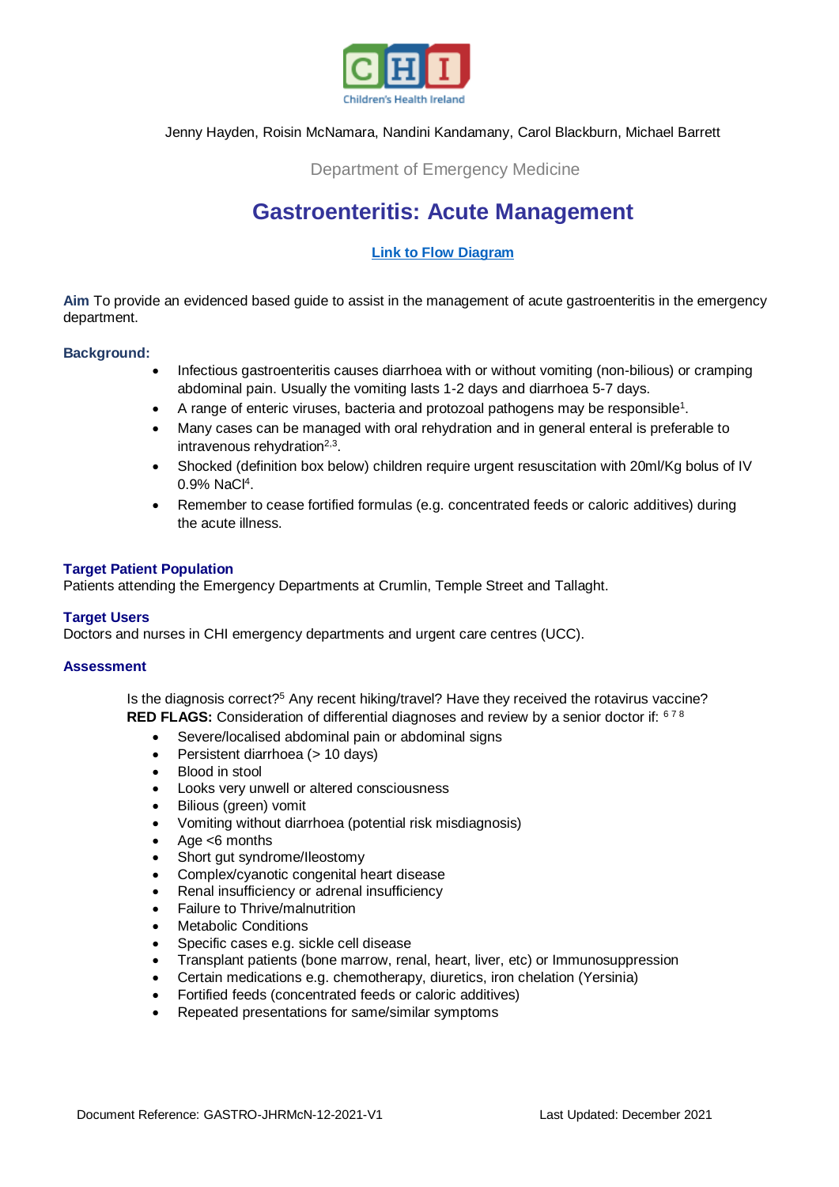Jenny Hayden, Roisin McNamara, Nandini Kandamany, Carol Blackburn, Michael Barrett

Department of Emergency Medicine

# Gastroenteritis: Acute Management

**Link to Flow Diagram**

**Aim** To provide an evidenced based guide to assist in the management of acute gastroenteritis in the emergency department.

**Background:**

- Infectious gastroenteritis causes diarrhoea with or without vomiting (non-bilious) or cramping abdominal pain. Usually the vomiting lasts 1-2 days and diarrhoea 5-7 days.
- A range of enteric viruses, bacteria and protozoal pathogens may be responsible[1].
- Many cases can be managed with oral rehydration and in general enteral is preferable to intravenous rehydration[2,3].
- Shocked (definition box below) children require urgent resuscitation with 20ml/Kg bolus of IV 0.9% NaCl[4].
- Remember to cease fortified formulas (e.g. concentrated feeds or caloric additives) during the acute illness.

**Target Patient Population**
Patients attending the Emergency Departments at Crumlin, Temple Street and Tallaght.

**Target Users**
Doctors and nurses in CHI emergency departments and urgent care centres (UCC).

**Assessment**

Is the diagnosis correct?[5] Any recent hiking/travel? Have they received the rotavirus vaccine?
**RED FLAGS:** Consideration of differential diagnoses and review by a senior doctor if: [6 7 8]

- Severe/localised abdominal pain or abdominal signs
- Persistent diarrhoea (> 10 days)
- Blood in stool
- Looks very unwell or altered consciousness
- Bilious (green) vomit
- Vomiting without diarrhoea (potential risk misdiagnosis)
- Age <6 months
- Short gut syndrome/Ileostomy
- Complex/cyanotic congenital heart disease
- Renal insufficiency or adrenal insufficiency
- Failure to Thrive/malnutrition
- Metabolic Conditions
- Specific cases e.g. sickle cell disease
- Transplant patients (bone marrow, renal, heart, liver, etc) or Immunosuppression
- Certain medications e.g. chemotherapy, diuretics, iron chelation (Yersinia)
- Fortified feeds (concentrated feeds or caloric additives)
- Repeated presentations for same/similar symptoms

Document Reference: GASTRO-JHRMcN-12-2021-V1 Last Updated: December 2021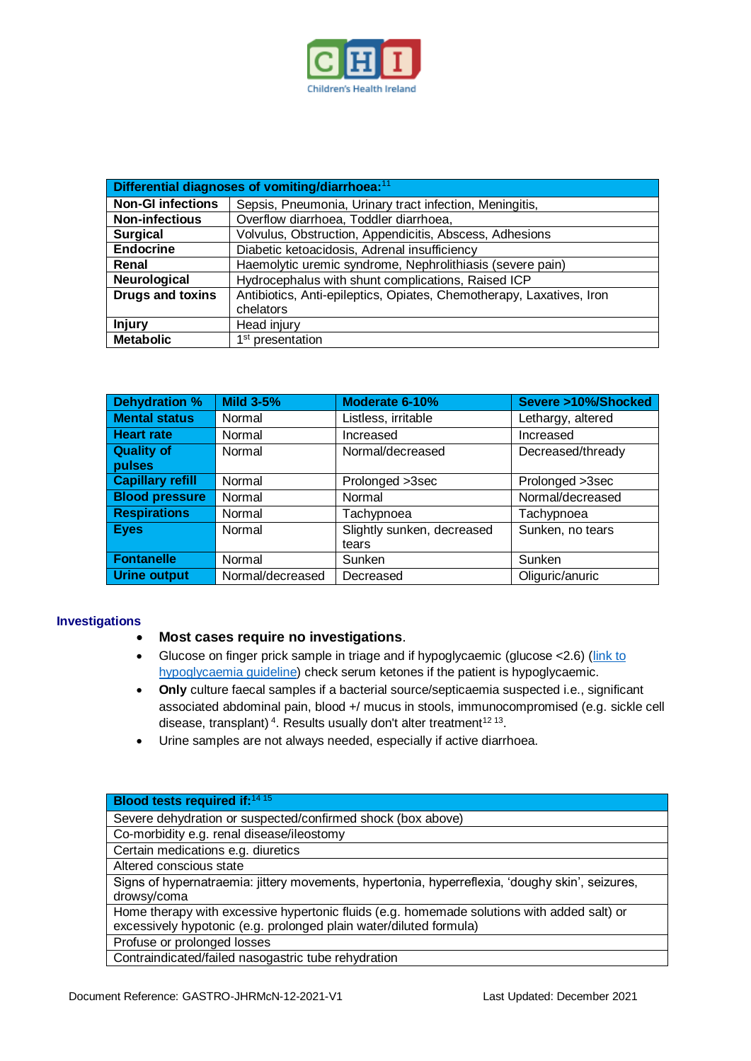| Differential diagnoses of vomiting/diarrhoea:[11] | |
|---|---|
| **Non-GI infections** | Sepsis, Pneumonia, Urinary tract infection, Meningitis, |
| **Non-infectious** | Overflow diarrhoea, Toddler diarrhoea, |
| **Surgical** | Volvulus, Obstruction, Appendicitis, Abscess, Adhesions |
| **Endocrine** | Diabetic ketoacidosis, Adrenal insufficiency |
| **Renal** | Haemolytic uremic syndrome, Nephrolithiasis (severe pain) |
| **Neurological** | Hydrocephalus with shunt complications, Raised ICP |
| **Drugs and toxins** | Antibiotics, Anti-epileptics, Opiates, Chemotherapy, Laxatives, Iron chelators |
| **Injury** | Head injury |
| **Metabolic** | 1st presentation |

| Dehydration % | Mild 3-5% | Moderate 6-10% | Severe >10%/Shocked |
|---|---|---|---|
| **Mental status** | Normal | Listless, irritable | Lethargy, altered |
| **Heart rate** | Normal | Increased | Increased |
| **Quality of pulses** | Normal | Normal/decreased | Decreased/thready |
| **Capillary refill** | Normal | Prolonged >3sec | Prolonged >3sec |
| **Blood pressure** | Normal | Normal | Normal/decreased |
| **Respirations** | Normal | Tachypnoea | Tachypnoea |
| **Eyes** | Normal | Slightly sunken, decreased tears | Sunken, no tears |
| **Fontanelle** | Normal | Sunken | Sunken |
| **Urine output** | Normal/decreased | Decreased | Oliguric/anuric |

## Investigations

- **Most cases require no investigations**.
- Glucose on finger prick sample in triage and if hypoglycaemic (glucose <2.6) (link to hypoglycaemia guideline) check serum ketones if the patient is hypoglycaemic.
- **Only** culture faecal samples if a bacterial source/septicaemia suspected i.e., significant associated abdominal pain, blood +/ mucus in stools, immunocompromised (e.g. sickle cell disease, transplant)[4]. Results usually don't alter treatment[12 13].
- Urine samples are not always needed, especially if active diarrhoea.

| Blood tests required if:[14 15] |
|---|
| Severe dehydration or suspected/confirmed shock (box above) |
| Co-morbidity e.g. renal disease/ileostomy |
| Certain medications e.g. diuretics |
| Altered conscious state |
| Signs of hypernatraemia: jittery movements, hypertonia, hyperreflexia, 'doughy skin', seizures, drowsy/coma |
| Home therapy with excessive hypertonic fluids (e.g. homemade solutions with added salt) or excessively hypotonic (e.g. prolonged plain water/diluted formula) |
| Profuse or prolonged losses |
| Contraindicated/failed nasogastric tube rehydration |

Document Reference: GASTRO-JHRMcN-12-2021-V1 Last Updated: December 2021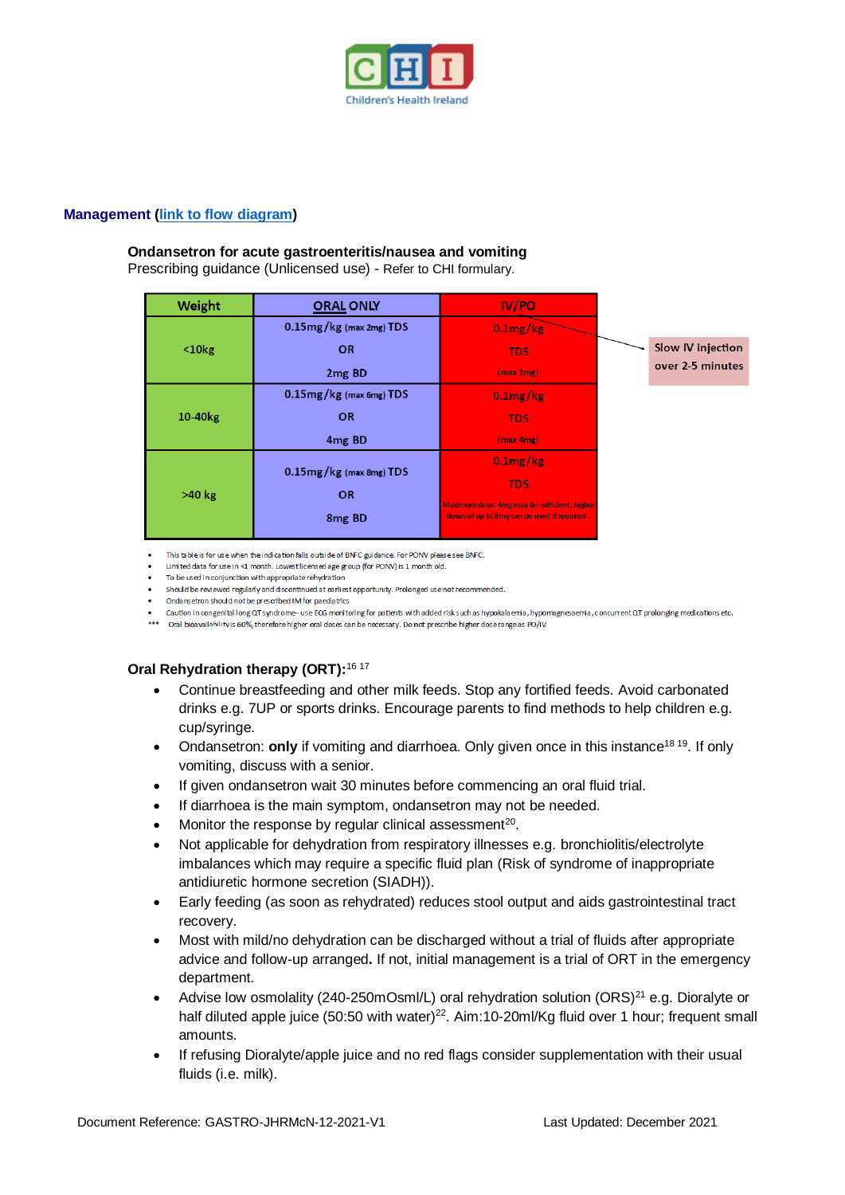**Management** ([link to flow diagram]())

**Ondansetron for acute gastroenteritis/nausea and vomiting**
Prescribing guidance (Unlicensed use) - Refer to CHI formulary.

| Weight | ORAL ONLY | IV/PO |
|---|---|---|
| <10kg | 0.15mg/kg (max 2mg) TDS OR 2mg BD | 0.1mg/kg TDS (max 1mg) |
| 10-40kg | 0.15mg/kg (max 6mg) TDS OR 4mg BD | 0.1mg/kg TDS (max 4mg) |
| >40 kg | 0.15mg/kg (max 8mg) TDS OR 8mg BD | 0.1mg/kg TDS Maximum dose: 4mg may be sufficient; higher doses of up to 8mg can be used if required |

Slow IV injection over 2-5 minutes

- This table is for use when the indication falls outside of BNFC guidance. For PONV please see BNFC.
- Limited data for use in <1 month. Lowest licensed age group (for PONV) is 1 month old.
- To be used in conjunction with appropriate rehydration
- Should be reviewed regularly and discontinued at earliest opportunity. Prolonged use not recommended.
- Ondansetron should not be prescribed IM for paediatrics
- Caution in congenital long QT syndrome– use ECG monitoring for patients with added risk such as hypokalaemia, hypomagnesaemia, concurrent QT prolonging medications etc.

*** Oral bioavailability is 60%, therefore higher oral doses can be necessary. Do not prescribe higher dose ranges as PO/IV

**Oral Rehydration therapy (ORT):**[16 17]

- Continue breastfeeding and other milk feeds. Stop any fortified feeds. Avoid carbonated drinks e.g. 7UP or sports drinks. Encourage parents to find methods to help children e.g. cup/syringe.
- Ondansetron: **only** if vomiting and diarrhoea. Only given once in this instance[18 19]. If only vomiting, discuss with a senior.
- If given ondansetron wait 30 minutes before commencing an oral fluid trial.
- If diarrhoea is the main symptom, ondansetron may not be needed.
- Monitor the response by regular clinical assessment[20].
- Not applicable for dehydration from respiratory illnesses e.g. bronchiolitis/electrolyte imbalances which may require a specific fluid plan (Risk of syndrome of inappropriate antidiuretic hormone secretion (SIADH)).
- Early feeding (as soon as rehydrated) reduces stool output and aids gastrointestinal tract recovery.
- Most with mild/no dehydration can be discharged without a trial of fluids after appropriate advice and follow-up arranged**.** If not, initial management is a trial of ORT in the emergency department.
- Advise low osmolality (240-250mOsml/L) oral rehydration solution (ORS)[21] e.g. Dioralyte or half diluted apple juice (50:50 with water)[22]. Aim:10-20ml/Kg fluid over 1 hour; frequent small amounts.
- If refusing Dioralyte/apple juice and no red flags consider supplementation with their usual fluids (i.e. milk).

Document Reference: GASTRO-JHRMcN-12-2021-V1 Last Updated: December 2021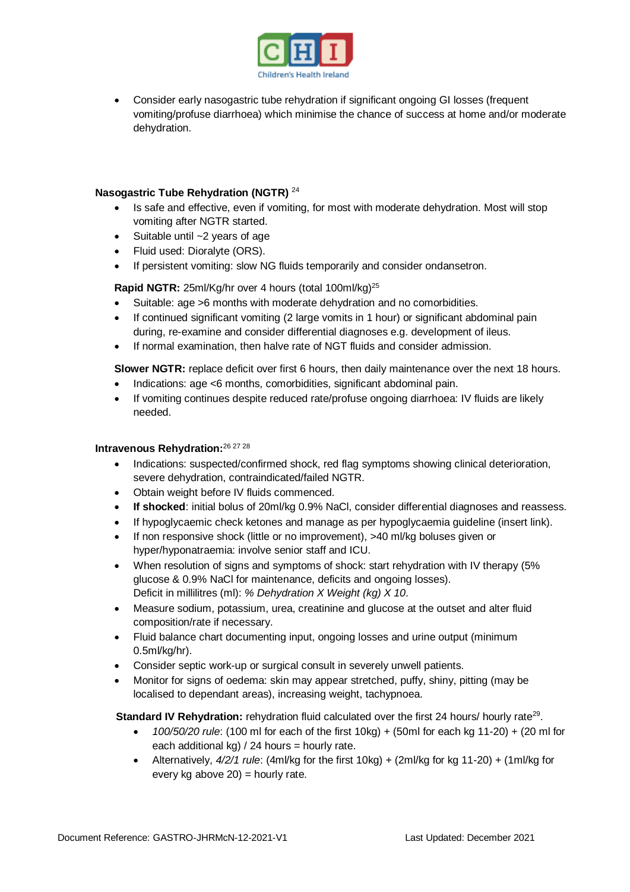- Consider early nasogastric tube rehydration if significant ongoing GI losses (frequent vomiting/profuse diarrhoea) which minimise the chance of success at home and/or moderate dehydration.

**Nasogastric Tube Rehydration (NGTR)** [24]

- Is safe and effective, even if vomiting, for most with moderate dehydration. Most will stop vomiting after NGTR started.
- Suitable until ~2 years of age
- Fluid used: Dioralyte (ORS).
- If persistent vomiting: slow NG fluids temporarily and consider ondansetron.

**Rapid NGTR:** 25ml/Kg/hr over 4 hours (total 100ml/kg)[25]

- Suitable: age >6 months with moderate dehydration and no comorbidities.
- If continued significant vomiting (2 large vomits in 1 hour) or significant abdominal pain during, re-examine and consider differential diagnoses e.g. development of ileus.
- If normal examination, then halve rate of NGT fluids and consider admission.

**Slower NGTR:** replace deficit over first 6 hours, then daily maintenance over the next 18 hours.

- Indications: age <6 months, comorbidities, significant abdominal pain.
- If vomiting continues despite reduced rate/profuse ongoing diarrhoea: IV fluids are likely needed.

**Intravenous Rehydration:**[26 27 28]

- Indications: suspected/confirmed shock, red flag symptoms showing clinical deterioration, severe dehydration, contraindicated/failed NGTR.
- Obtain weight before IV fluids commenced.
- **If shocked**: initial bolus of 20ml/kg 0.9% NaCl, consider differential diagnoses and reassess.
- If hypoglycaemic check ketones and manage as per hypoglycaemia guideline (insert link).
- If non responsive shock (little or no improvement), >40 ml/kg boluses given or hyper/hyponatraemia: involve senior staff and ICU.
- When resolution of signs and symptoms of shock: start rehydration with IV therapy (5% glucose & 0.9% NaCl for maintenance, deficits and ongoing losses).
  Deficit in millilitres (ml): *% Dehydration X Weight (kg) X 10*.
- Measure sodium, potassium, urea, creatinine and glucose at the outset and alter fluid composition/rate if necessary.
- Fluid balance chart documenting input, ongoing losses and urine output (minimum 0.5ml/kg/hr).
- Consider septic work-up or surgical consult in severely unwell patients.
- Monitor for signs of oedema: skin may appear stretched, puffy, shiny, pitting (may be localised to dependant areas), increasing weight, tachypnoea.

**Standard IV Rehydration:** rehydration fluid calculated over the first 24 hours/ hourly rate[29].

- *100/50/20 rule*: (100 ml for each of the first 10kg) + (50ml for each kg 11-20) + (20 ml for each additional kg) / 24 hours = hourly rate.
- Alternatively, *4/2/1 rule*: (4ml/kg for the first 10kg) + (2ml/kg for kg 11-20) + (1ml/kg for every kg above 20) = hourly rate.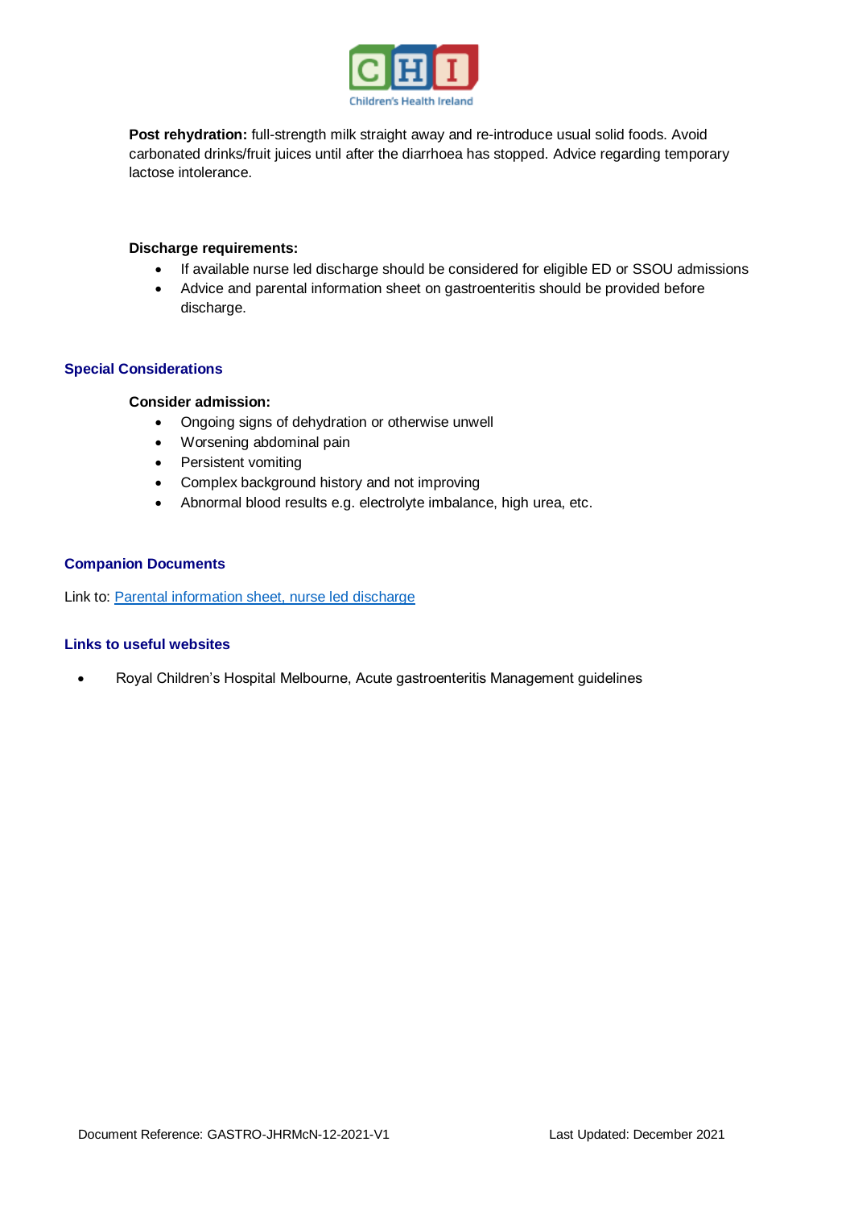**Post rehydration:** full-strength milk straight away and re-introduce usual solid foods. Avoid carbonated drinks/fruit juices until after the diarrhoea has stopped. Advice regarding temporary lactose intolerance.

**Discharge requirements:**

- If available nurse led discharge should be considered for eligible ED or SSOU admissions
- Advice and parental information sheet on gastroenteritis should be provided before discharge.

## Special Considerations

**Consider admission:**

- Ongoing signs of dehydration or otherwise unwell
- Worsening abdominal pain
- Persistent vomiting
- Complex background history and not improving
- Abnormal blood results e.g. electrolyte imbalance, high urea, etc.

## Companion Documents

Link to: Parental information sheet, nurse led discharge

## Links to useful websites

- Royal Children's Hospital Melbourne, Acute gastroenteritis Management guidelines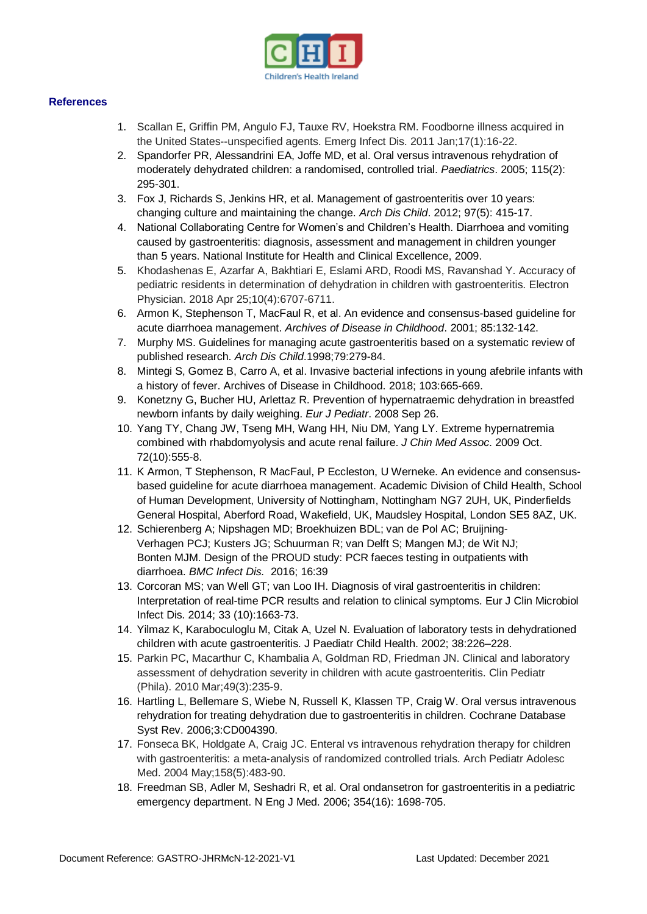## References

1. Scallan E, Griffin PM, Angulo FJ, Tauxe RV, Hoekstra RM. Foodborne illness acquired in the United States--unspecified agents. Emerg Infect Dis. 2011 Jan;17(1):16-22.
2. Spandorfer PR, Alessandrini EA, Joffe MD, et al. Oral versus intravenous rehydration of moderately dehydrated children: a randomised, controlled trial. *Paediatrics*. 2005; 115(2): 295-301.
3. Fox J, Richards S, Jenkins HR, et al. Management of gastroenteritis over 10 years: changing culture and maintaining the change. *Arch Dis Child*. 2012; 97(5): 415-17.
4. National Collaborating Centre for Women's and Children's Health. Diarrhoea and vomiting caused by gastroenteritis: diagnosis, assessment and management in children younger than 5 years. National Institute for Health and Clinical Excellence, 2009.
5. Khodashenas E, Azarfar A, Bakhtiari E, Eslami ARD, Roodi MS, Ravanshad Y. Accuracy of pediatric residents in determination of dehydration in children with gastroenteritis. Electron Physician. 2018 Apr 25;10(4):6707-6711.
6. Armon K, Stephenson T, MacFaul R, et al. An evidence and consensus-based guideline for acute diarrhoea management. *Archives of Disease in Childhood*. 2001; 85:132-142.
7. Murphy MS. Guidelines for managing acute gastroenteritis based on a systematic review of published research. *Arch Dis Child.*1998;79:279-84.
8. Mintegi S, Gomez B, Carro A, et al. Invasive bacterial infections in young afebrile infants with a history of fever. Archives of Disease in Childhood. 2018; 103:665-669.
9. Konetzny G, Bucher HU, Arlettaz R. Prevention of hypernatraemic dehydration in breastfed newborn infants by daily weighing. *Eur J Pediatr*. 2008 Sep 26.
10. Yang TY, Chang JW, Tseng MH, Wang HH, Niu DM, Yang LY. Extreme hypernatremia combined with rhabdomyolysis and acute renal failure. *J Chin Med Assoc*. 2009 Oct. 72(10):555-8.
11. K Armon, T Stephenson, R MacFaul, P Eccleston, U Werneke. An evidence and consensus-based guideline for acute diarrhoea management. Academic Division of Child Health, School of Human Development, University of Nottingham, Nottingham NG7 2UH, UK, Pinderfields General Hospital, Aberford Road, Wakefield, UK, Maudsley Hospital, London SE5 8AZ, UK.
12. Schierenberg A; Nipshagen MD; Broekhuizen BDL; van de Pol AC; Bruijning-Verhagen PCJ; Kusters JG; Schuurman R; van Delft S; Mangen MJ; de Wit NJ; Bonten MJM. Design of the PROUD study: PCR faeces testing in outpatients with diarrhoea. *BMC Infect Dis.* 2016; 16:39
13. Corcoran MS; van Well GT; van Loo IH. Diagnosis of viral gastroenteritis in children: Interpretation of real-time PCR results and relation to clinical symptoms. Eur J Clin Microbiol Infect Dis. 2014; 33 (10):1663-73.
14. Yilmaz K, Karabocuoglu M, Citak A, Uzel N. Evaluation of laboratory tests in dehydrationed children with acute gastroenteritis. J Paediatr Child Health. 2002; 38:226–228.
15. Parkin PC, Macarthur C, Khambalia A, Goldman RD, Friedman JN. Clinical and laboratory assessment of dehydration severity in children with acute gastroenteritis. Clin Pediatr (Phila). 2010 Mar;49(3):235-9.
16. Hartling L, Bellemare S, Wiebe N, Russell K, Klassen TP, Craig W. Oral versus intravenous rehydration for treating dehydration due to gastroenteritis in children. Cochrane Database Syst Rev. 2006;3:CD004390.
17. Fonseca BK, Holdgate A, Craig JC. Enteral vs intravenous rehydration therapy for children with gastroenteritis: a meta-analysis of randomized controlled trials. Arch Pediatr Adolesc Med. 2004 May;158(5):483-90.
18. Freedman SB, Adler M, Seshadri R, et al. Oral ondansetron for gastroenteritis in a pediatric emergency department. N Eng J Med. 2006; 354(16): 1698-705.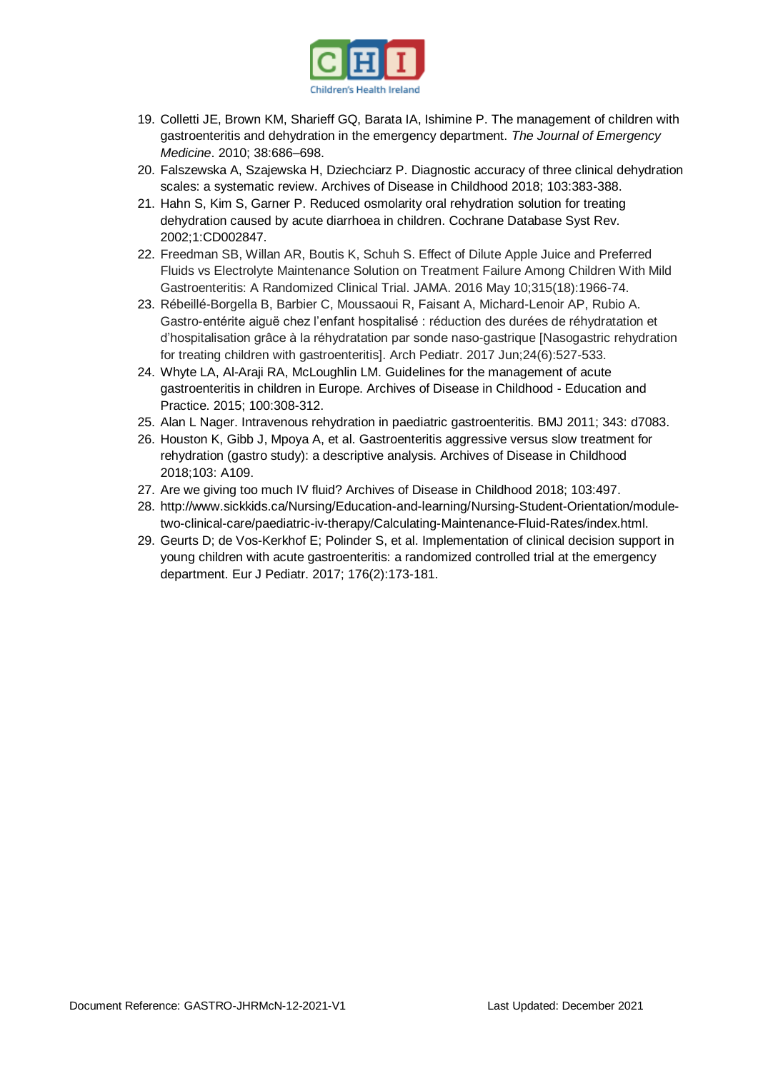19. Colletti JE, Brown KM, Sharieff GQ, Barata IA, Ishimine P. The management of children with gastroenteritis and dehydration in the emergency department. *The Journal of Emergency Medicine*. 2010; 38:686–698.
20. Falszewska A, Szajewska H, Dziechciarz P. Diagnostic accuracy of three clinical dehydration scales: a systematic review. Archives of Disease in Childhood 2018; 103:383-388.
21. Hahn S, Kim S, Garner P. Reduced osmolarity oral rehydration solution for treating dehydration caused by acute diarrhoea in children. Cochrane Database Syst Rev. 2002;1:CD002847.
22. Freedman SB, Willan AR, Boutis K, Schuh S. Effect of Dilute Apple Juice and Preferred Fluids vs Electrolyte Maintenance Solution on Treatment Failure Among Children With Mild Gastroenteritis: A Randomized Clinical Trial. JAMA. 2016 May 10;315(18):1966-74.
23. Rébeillé-Borgella B, Barbier C, Moussaoui R, Faisant A, Michard-Lenoir AP, Rubio A. Gastro-entérite aiguë chez l'enfant hospitalisé : réduction des durées de réhydratation et d'hospitalisation grâce à la réhydratation par sonde naso-gastrique [Nasogastric rehydration for treating children with gastroenteritis]. Arch Pediatr. 2017 Jun;24(6):527-533.
24. Whyte LA, Al-Araji RA, McLoughlin LM. Guidelines for the management of acute gastroenteritis in children in Europe. Archives of Disease in Childhood - Education and Practice. 2015; 100:308-312.
25. Alan L Nager. Intravenous rehydration in paediatric gastroenteritis. BMJ 2011; 343: d7083.
26. Houston K, Gibb J, Mpoya A, et al. Gastroenteritis aggressive versus slow treatment for rehydration (gastro study): a descriptive analysis. Archives of Disease in Childhood 2018;103: A109.
27. Are we giving too much IV fluid? Archives of Disease in Childhood 2018; 103:497.
28. http://www.sickkids.ca/Nursing/Education-and-learning/Nursing-Student-Orientation/module-two-clinical-care/paediatric-iv-therapy/Calculating-Maintenance-Fluid-Rates/index.html.
29. Geurts D; de Vos-Kerkhof E; Polinder S, et al. Implementation of clinical decision support in young children with acute gastroenteritis: a randomized controlled trial at the emergency department. Eur J Pediatr. 2017; 176(2):173-181.